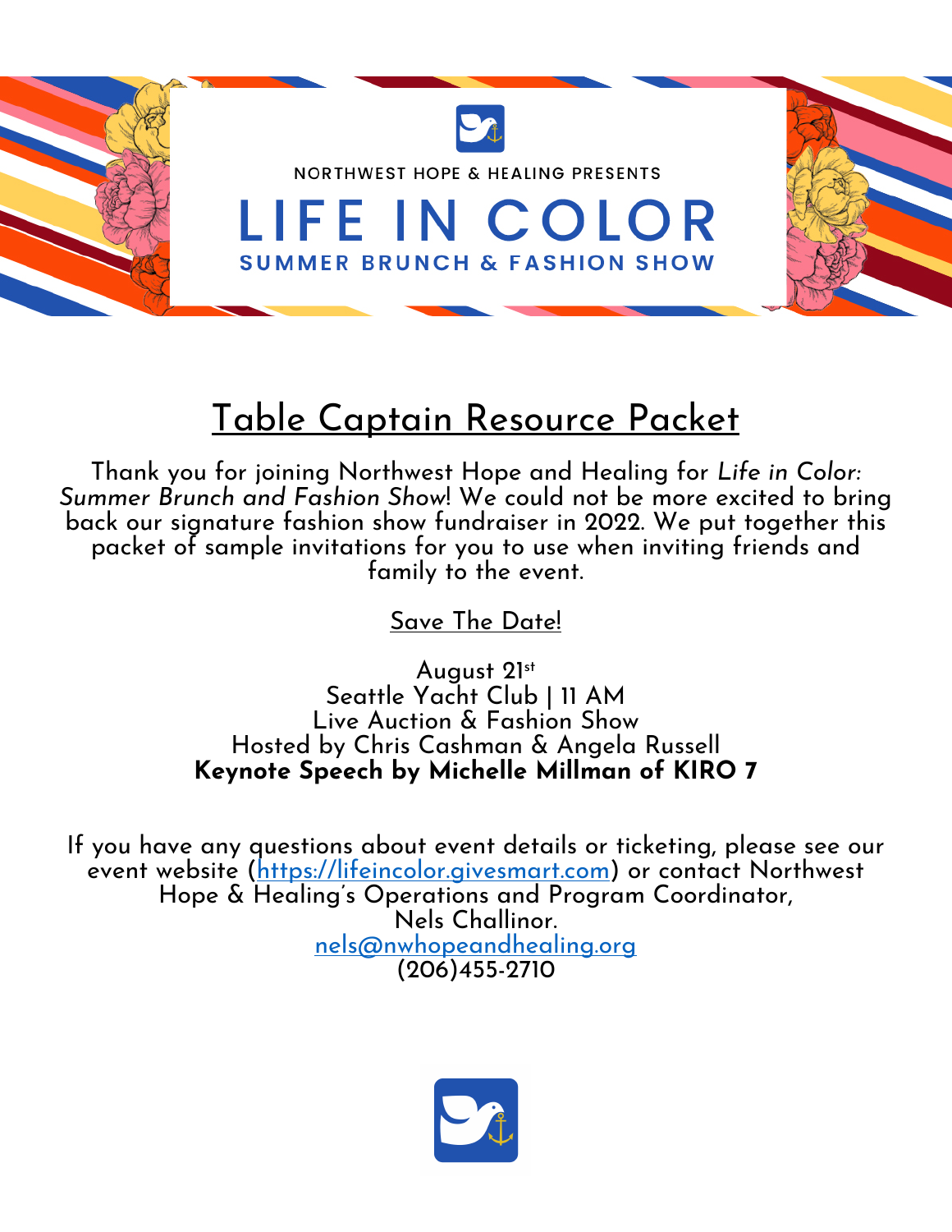NORTHWEST HOPE & HEALING PRESENTS

# LIFE IN COLOR

## SUMMER BRUNCH & FASHION SHOW

## Table Captain Resource Packet

Thank you for joining Northwest Hope and Healing for *Life in Color: Summer Brunch and Fashion Show*! We could not be more excited to bring back our signature fashion show fundraiser in 2022. We put together this packet of sample invitations for you to use when inviting friends and family to the event.

### Save The Date!

August 21st
Seattle Yacht Club | 11 AM
Live Auction & Fashion Show
Hosted by Chris Cashman & Angela Russell
**Keynote Speech by Michelle Millman of KIRO 7**

If you have any questions about event details or ticketing, please see our event website (https://lifeincolor.givesmart.com) or contact Northwest Hope & Healing's Operations and Program Coordinator, Nels Challinor.
nels@nwhopeandhealing.org
(206)455-2710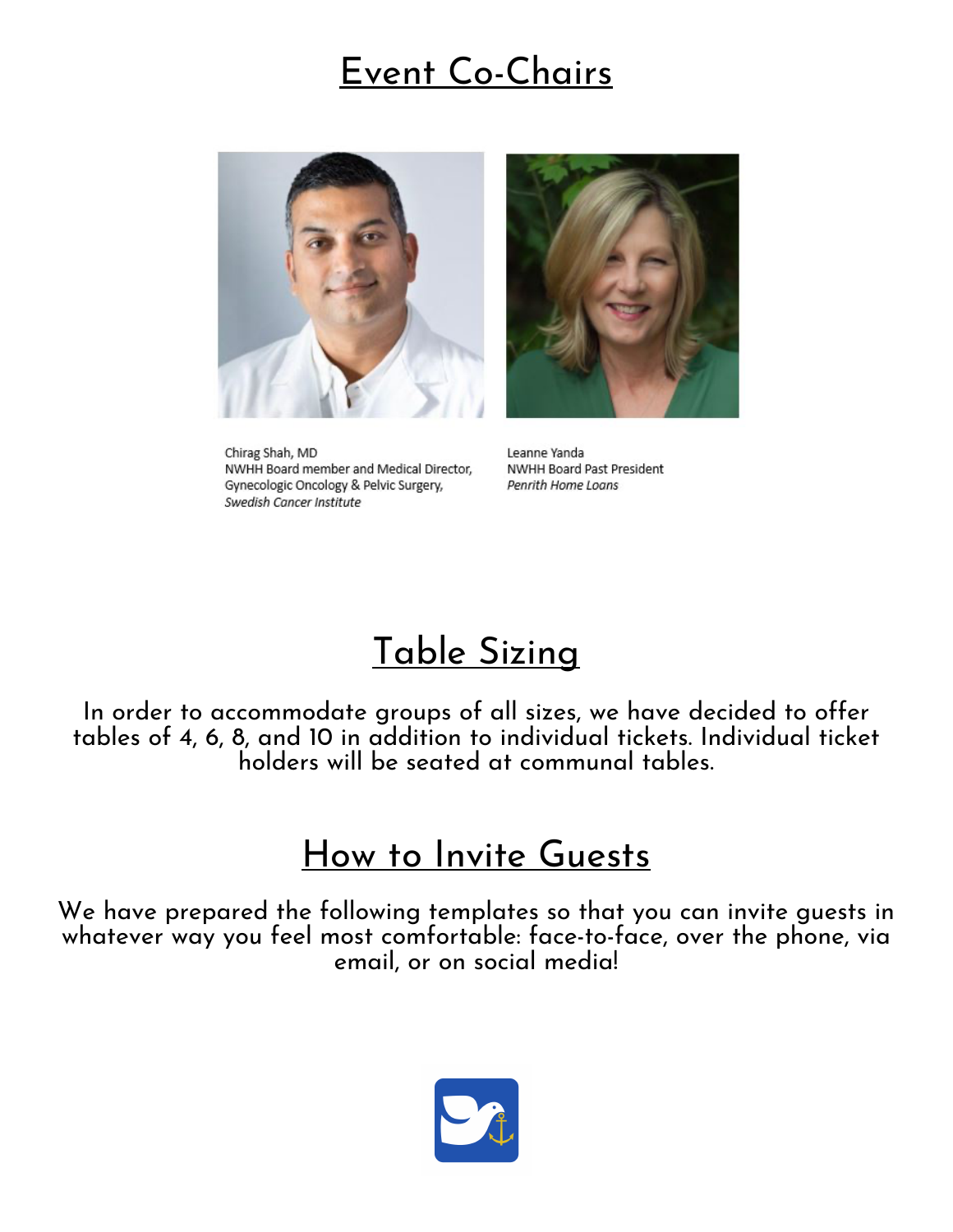# Event Co-Chairs

Chirag Shah, MD
NWHH Board member and Medical Director, Gynecologic Oncology & Pelvic Surgery, *Swedish Cancer Institute*

Leanne Yanda
NWHH Board Past President
*Penrith Home Loans*

# Table Sizing

In order to accommodate groups of all sizes, we have decided to offer tables of 4, 6, 8, and 10 in addition to individual tickets. Individual ticket holders will be seated at communal tables.

# How to Invite Guests

We have prepared the following templates so that you can invite guests in whatever way you feel most comfortable: face-to-face, over the phone, via email, or on social media!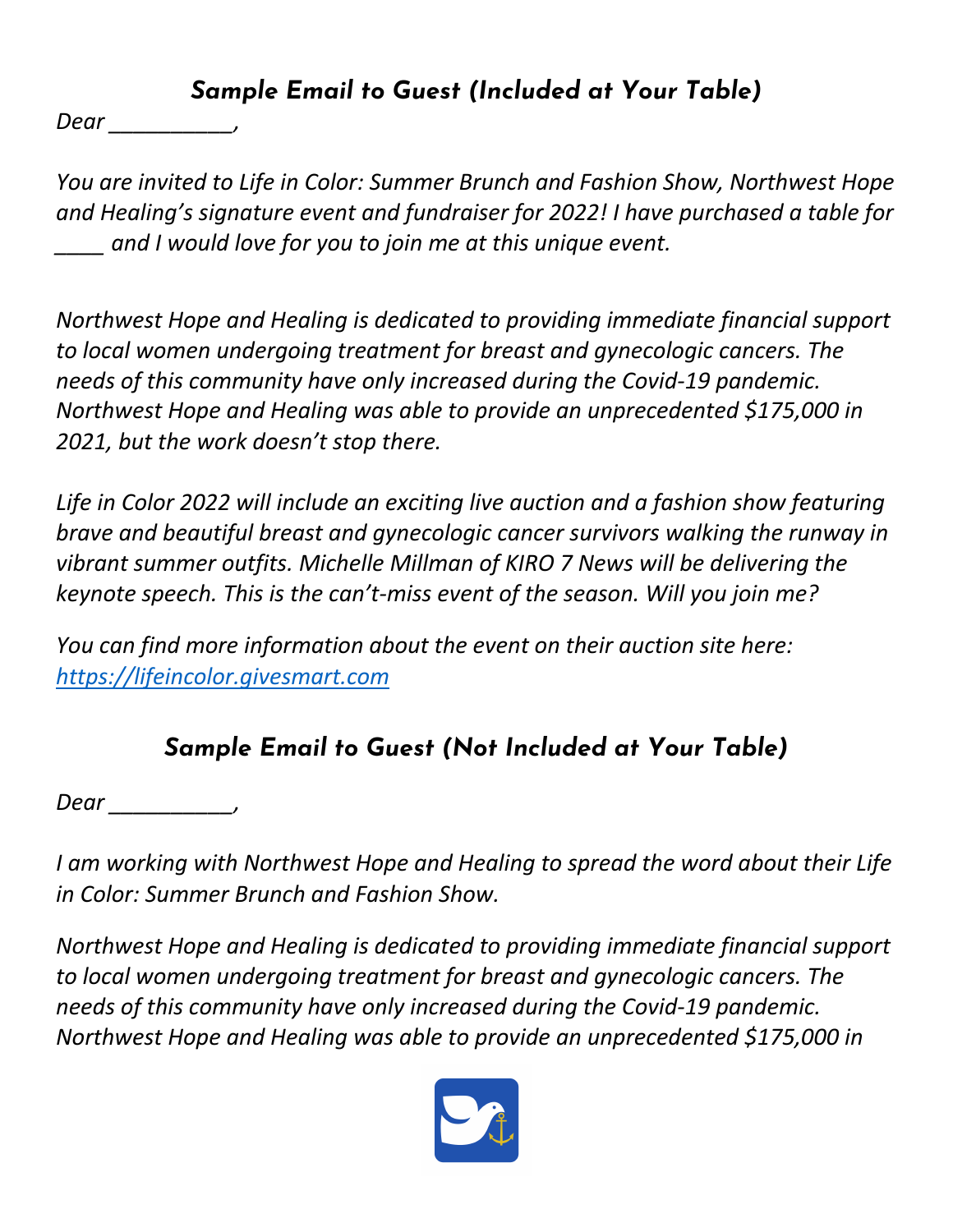## *Sample Email to Guest (Included at Your Table)*

*Dear ___________,*

*You are invited to Life in Color: Summer Brunch and Fashion Show, Northwest Hope and Healing's signature event and fundraiser for 2022! I have purchased a table for ____ and I would love for you to join me at this unique event.*

*Northwest Hope and Healing is dedicated to providing immediate financial support to local women undergoing treatment for breast and gynecologic cancers. The needs of this community have only increased during the Covid-19 pandemic. Northwest Hope and Healing was able to provide an unprecedented $175,000 in 2021, but the work doesn't stop there.*

*Life in Color 2022 will include an exciting live auction and a fashion show featuring brave and beautiful breast and gynecologic cancer survivors walking the runway in vibrant summer outfits. Michelle Millman of KIRO 7 News will be delivering the keynote speech. This is the can't-miss event of the season. Will you join me?*

*You can find more information about the event on their auction site here:* [*https://lifeincolor.givesmart.com*](https://lifeincolor.givesmart.com)

## *Sample Email to Guest (Not Included at Your Table)*

*Dear ___________,*

*I am working with Northwest Hope and Healing to spread the word about their Life in Color: Summer Brunch and Fashion Show.*

*Northwest Hope and Healing is dedicated to providing immediate financial support to local women undergoing treatment for breast and gynecologic cancers. The needs of this community have only increased during the Covid-19 pandemic. Northwest Hope and Healing was able to provide an unprecedented $175,000 in*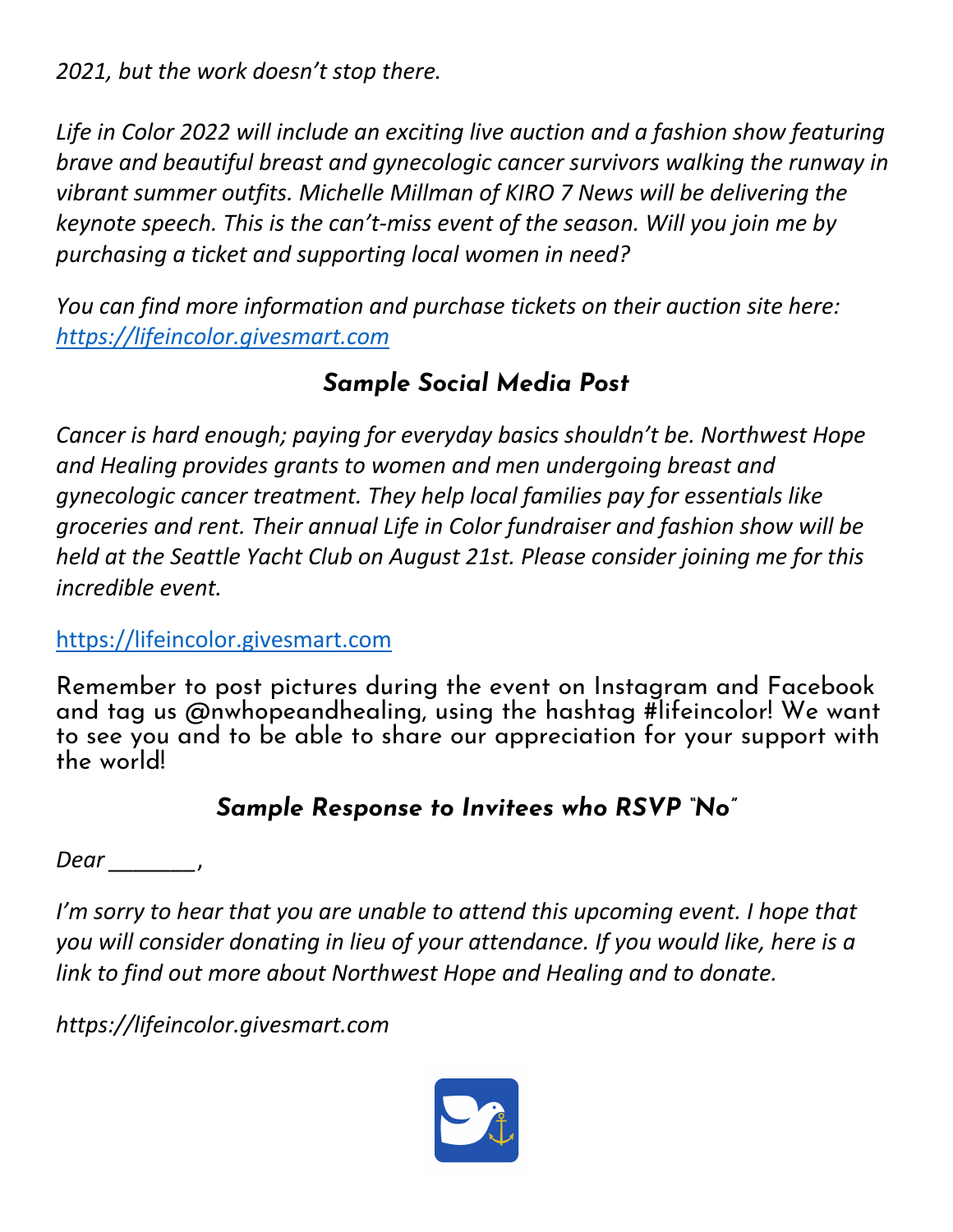*2021, but the work doesn't stop there.*

*Life in Color 2022 will include an exciting live auction and a fashion show featuring brave and beautiful breast and gynecologic cancer survivors walking the runway in vibrant summer outfits. Michelle Millman of KIRO 7 News will be delivering the keynote speech. This is the can't-miss event of the season. Will you join me by purchasing a ticket and supporting local women in need?*

*You can find more information and purchase tickets on their auction site here:* [*https://lifeincolor.givesmart.com*](https://lifeincolor.givesmart.com)

## *Sample Social Media Post*

*Cancer is hard enough; paying for everyday basics shouldn't be. Northwest Hope and Healing provides grants to women and men undergoing breast and gynecologic cancer treatment. They help local families pay for essentials like groceries and rent. Their annual Life in Color fundraiser and fashion show will be held at the Seattle Yacht Club on August 21st. Please consider joining me for this incredible event.*

[https://lifeincolor.givesmart.com](https://lifeincolor.givesmart.com)

Remember to post pictures during the event on Instagram and Facebook and tag us @nwhopeandhealing, using the hashtag #lifeincolor! We want to see you and to be able to share our appreciation for your support with the world!

## *Sample Response to Invitees who RSVP "No"*

*Dear _______,*

*I'm sorry to hear that you are unable to attend this upcoming event. I hope that you will consider donating in lieu of your attendance. If you would like, here is a link to find out more about Northwest Hope and Healing and to donate.*

*https://lifeincolor.givesmart.com*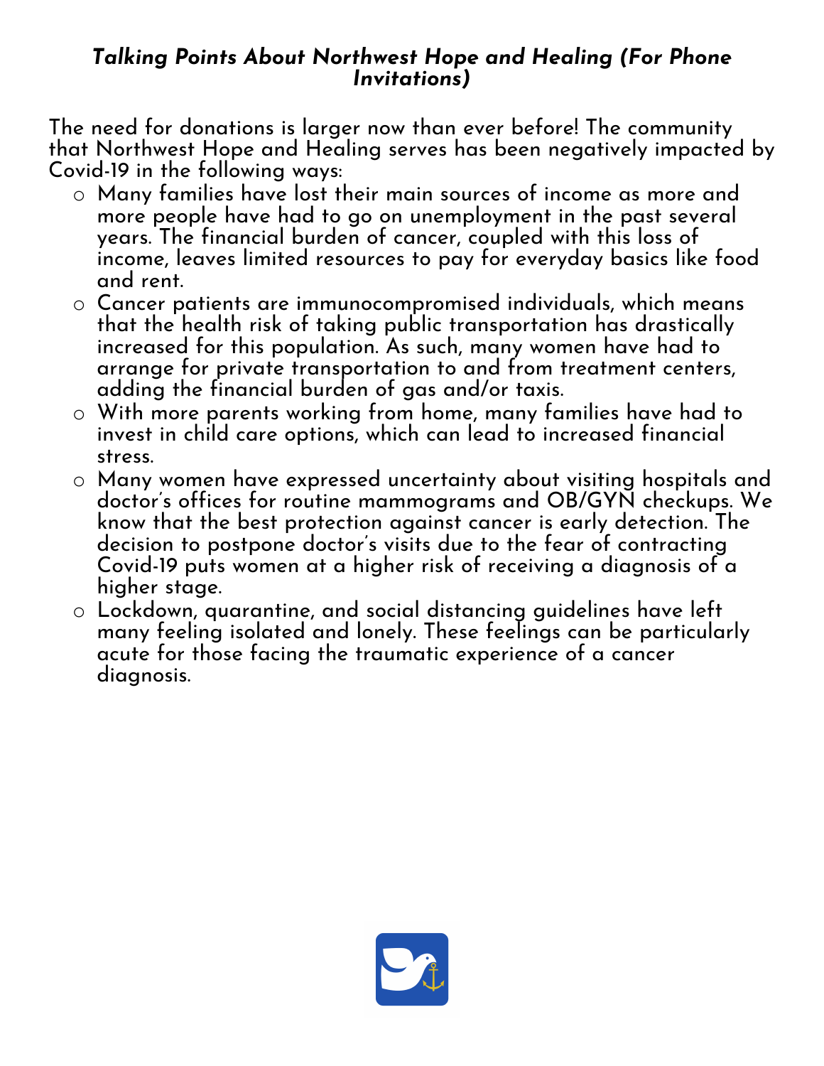### *Talking Points About Northwest Hope and Healing (For Phone Invitations)*

The need for donations is larger now than ever before! The community that Northwest Hope and Healing serves has been negatively impacted by Covid-19 in the following ways:

- Many families have lost their main sources of income as more and more people have had to go on unemployment in the past several years. The financial burden of cancer, coupled with this loss of income, leaves limited resources to pay for everyday basics like food and rent.
- Cancer patients are immunocompromised individuals, which means that the health risk of taking public transportation has drastically increased for this population. As such, many women have had to arrange for private transportation to and from treatment centers, adding the financial burden of gas and/or taxis.
- With more parents working from home, many families have had to invest in child care options, which can lead to increased financial stress.
- Many women have expressed uncertainty about visiting hospitals and doctor's offices for routine mammograms and OB/GYN checkups. We know that the best protection against cancer is early detection. The decision to postpone doctor's visits due to the fear of contracting Covid-19 puts women at a higher risk of receiving a diagnosis of a higher stage.
- Lockdown, quarantine, and social distancing guidelines have left many feeling isolated and lonely. These feelings can be particularly acute for those facing the traumatic experience of a cancer diagnosis.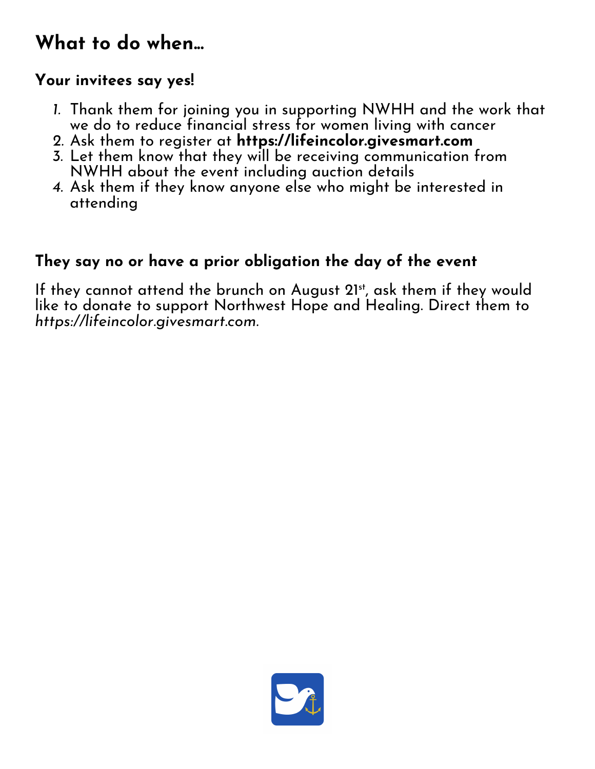# What to do when…

## Your invitees say yes!

1. Thank them for joining you in supporting NWHH and the work that we do to reduce financial stress for women living with cancer
2. Ask them to register at **https://lifeincolor.givesmart.com**
3. Let them know that they will be receiving communication from NWHH about the event including auction details
4. Ask them if they know anyone else who might be interested in attending

## They say no or have a prior obligation the day of the event

If they cannot attend the brunch on August 21st, ask them if they would like to donate to support Northwest Hope and Healing. Direct them to *https://lifeincolor.givesmart.com.*